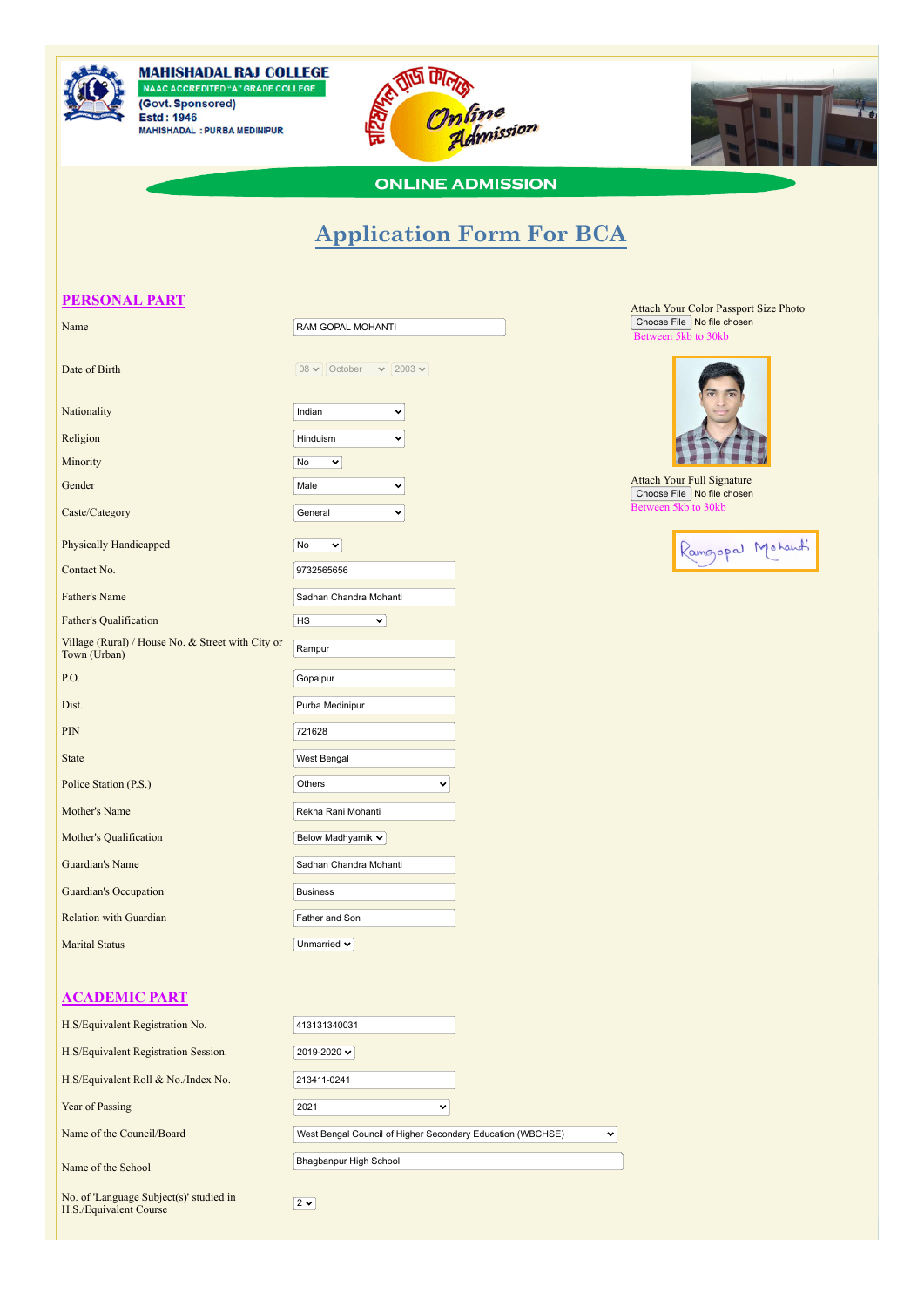MAHISHADAL RAJ COLLEGE
NAAC ACCREDITED "A" GRADE COLLEGE
(Govt. Sponsored)
Estd : 1946
MAHISHADAL : PURBA MEDINIPUR

Online Admission

ONLINE ADMISSION

# Application Form For BCA

## PERSONAL PART

Attach Your Color Passport Size Photo
Choose File No file chosen
Between 5kb to 30kb

Attach Your Full Signature
Choose File No file chosen
Between 5kb to 30kb

| Field | Value |
|---|---|
| Name | RAM GOPAL MOHANTI |
| Date of Birth | 08 October 2003 |
| Nationality | Indian |
| Religion | Hinduism |
| Minority | No |
| Gender | Male |
| Caste/Category | General |
| Physically Handicapped | No |
| Contact No. | 9732565656 |
| Father's Name | Sadhan Chandra Mohanti |
| Father's Qualification | HS |
| Village (Rural) / House No. & Street with City or Town (Urban) | Rampur |
| P.O. | Gopalpur |
| Dist. | Purba Medinipur |
| PIN | 721628 |
| State | West Bengal |
| Police Station (P.S.) | Others |
| Mother's Name | Rekha Rani Mohanti |
| Mother's Qualification | Below Madhyamik |
| Guardian's Name | Sadhan Chandra Mohanti |
| Guardian's Occupation | Business |
| Relation with Guardian | Father and Son |
| Marital Status | Unmarried |

## ACADEMIC PART

| Field | Value |
|---|---|
| H.S/Equivalent Registration No. | 413131340031 |
| H.S/Equivalent Registration Session. | 2019-2020 |
| H.S/Equivalent Roll & No./Index No. | 213411-0241 |
| Year of Passing | 2021 |
| Name of the Council/Board | West Bengal Council of Higher Secondary Education (WBCHSE) |
| Name of the School | Bhagbanpur High School |
| No. of 'Language Subject(s)' studied in H.S./Equivalent Course | 2 |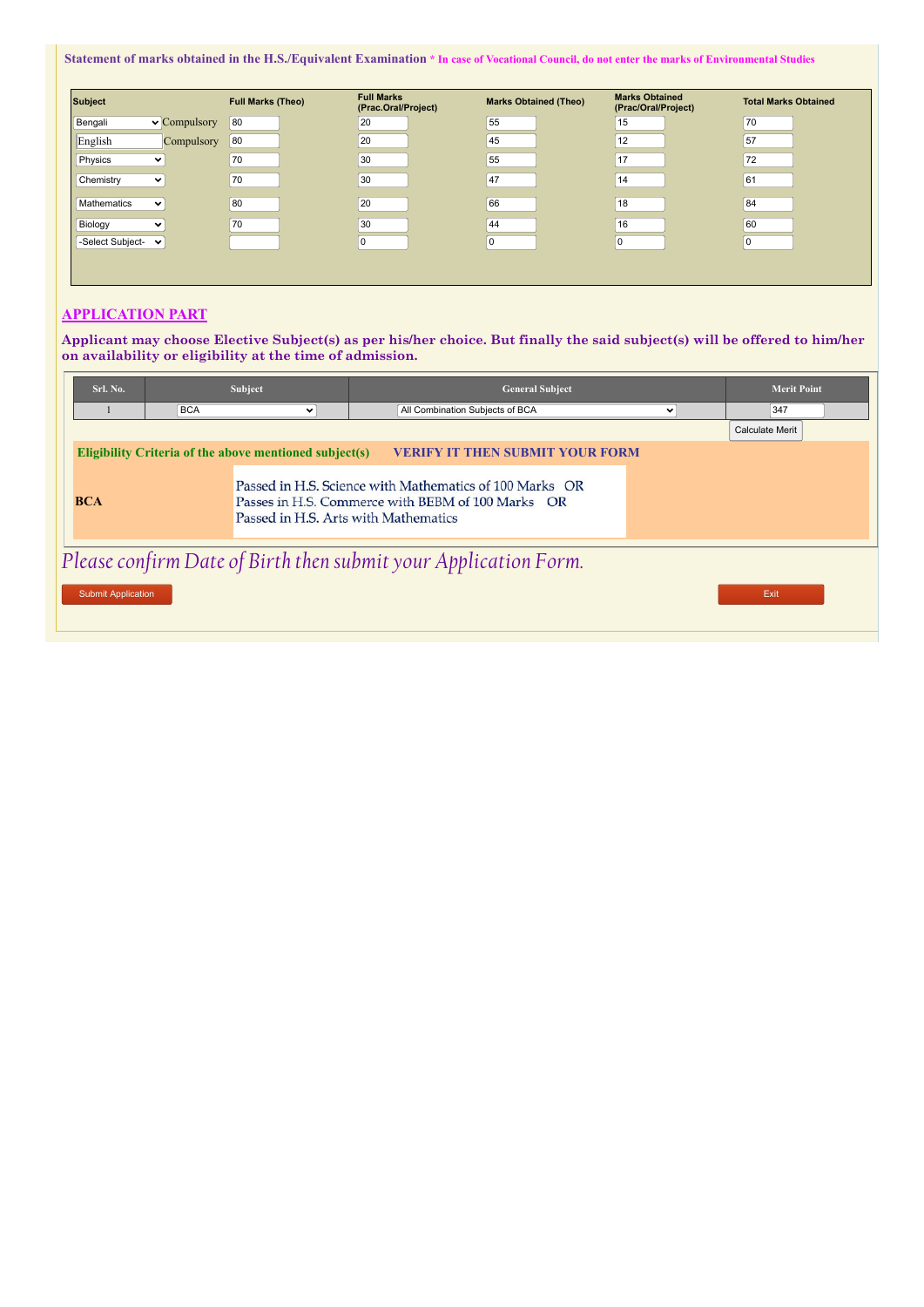**Statement of marks obtained in the H.S./Equivalent Examination** * In case of Vocational Council, do not enter the marks of Environmental Studies

| Subject | | Full Marks (Theo) | Full Marks (Prac.Oral/Project) | Marks Obtained (Theo) | Marks Obtained (Prac/Oral/Project) | Total Marks Obtained |
|---|---|---|---|---|---|---|
| Bengali | Compulsory | 80 | 20 | 55 | 15 | 70 |
| English | Compulsory | 80 | 20 | 45 | 12 | 57 |
| Physics | | 70 | 30 | 55 | 17 | 72 |
| Chemistry | | 70 | 30 | 47 | 14 | 61 |
| Mathematics | | 80 | 20 | 66 | 18 | 84 |
| Biology | | 70 | 30 | 44 | 16 | 60 |
| -Select Subject- | | | 0 | 0 | 0 | 0 |

## APPLICATION PART

**Applicant may choose Elective Subject(s) as per his/her choice. But finally the said subject(s) will be offered to him/her on availability or eligibility at the time of admission.**

| Srl. No. | Subject | General Subject | Merit Point |
|---|---|---|---|
| 1 | BCA | All Combination Subjects of BCA | 347 |

Calculate Merit

**Eligibility Criteria of the above mentioned subject(s)** **VERIFY IT THEN SUBMIT YOUR FORM**

| | |
|---|---|
| **BCA** | Passed in H.S. Science with Mathematics of 100 Marks OR<br>Passes in H.S. Commerce with BEBM of 100 Marks OR<br>Passed in H.S. Arts with Mathematics |

*Please confirm Date of Birth then submit your Application Form.*

Submit Application

Exit